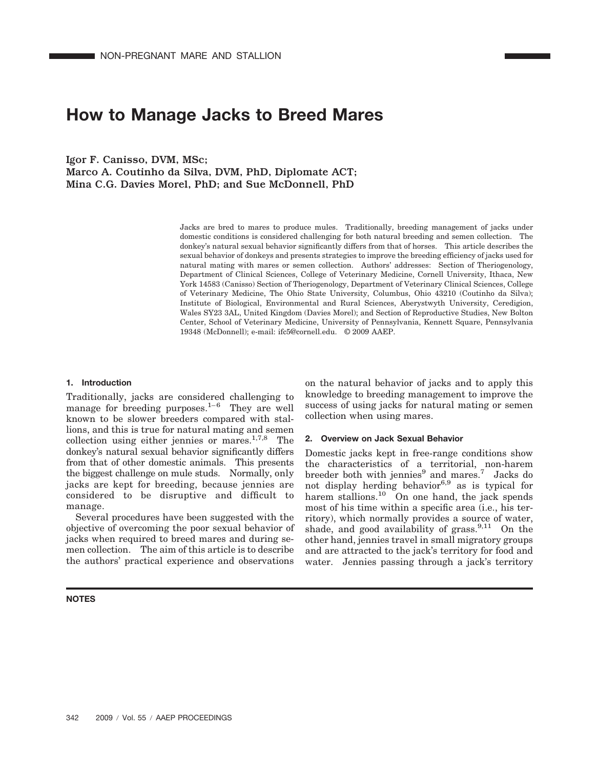# How to Manage Jacks to Breed Mares

**Igor F. Canisso, DVM, MSc; Marco A. Coutinho da Silva, DVM, PhD, Diplomate ACT; Mina C.G. Davies Morel, PhD; and Sue McDonnell, PhD**

Jacks are bred to mares to produce mules. Traditionally, breeding management of jacks under domestic conditions is considered challenging for both natural breeding and semen collection. The donkey's natural sexual behavior significantly differs from that of horses. This article describes the sexual behavior of donkeys and presents strategies to improve the breeding efficiency of jacks used for natural mating with mares or semen collection. Authors' addresses: Section of Theriogenology, Department of Clinical Sciences, College of Veterinary Medicine, Cornell University, Ithaca, New York 14583 (Canisso) Section of Theriogenology, Department of Veterinary Clinical Sciences, College of Veterinary Medicine, The Ohio State University, Columbus, Ohio 43210 (Coutinho da Silva); Institute of Biological, Environmental and Rural Sciences, Aberystwyth University, Ceredigion, Wales SY23 3AL, United Kingdom (Davies Morel); and Section of Reproductive Studies, New Bolton Center, School of Veterinary Medicine, University of Pennsylvania, Kennett Square, Pennsylvania 19348 (McDonnell); e-mail: ifc5@cornell.edu. © 2009 AAEP.

## 1. Introduction

Traditionally, jacks are considered challenging to manage for breeding purposes.[1–6] They are well known to be slower breeders compared with stallions, and this is true for natural mating and semen collection using either jennies or mares.[1,7,8] The donkey's natural sexual behavior significantly differs from that of other domestic animals. This presents the biggest challenge on mule studs. Normally, only jacks are kept for breeding, because jennies are considered to be disruptive and difficult to manage.

Several procedures have been suggested with the objective of overcoming the poor sexual behavior of jacks when required to breed mares and during semen collection. The aim of this article is to describe the authors' practical experience and observations on the natural behavior of jacks and to apply this knowledge to breeding management to improve the success of using jacks for natural mating or semen collection when using mares.

## 2. Overview on Jack Sexual Behavior

Domestic jacks kept in free-range conditions show the characteristics of a territorial, non-harem breeder both with jennies[9] and mares.[7] Jacks do not display herding behavior[6,9] as is typical for harem stallions.[10] On one hand, the jack spends most of his time within a specific area (i.e., his territory), which normally provides a source of water, shade, and good availability of grass.[9,11] On the other hand, jennies travel in small migratory groups and are attracted to the jack's territory for food and water. Jennies passing through a jack's territory

**NOTES**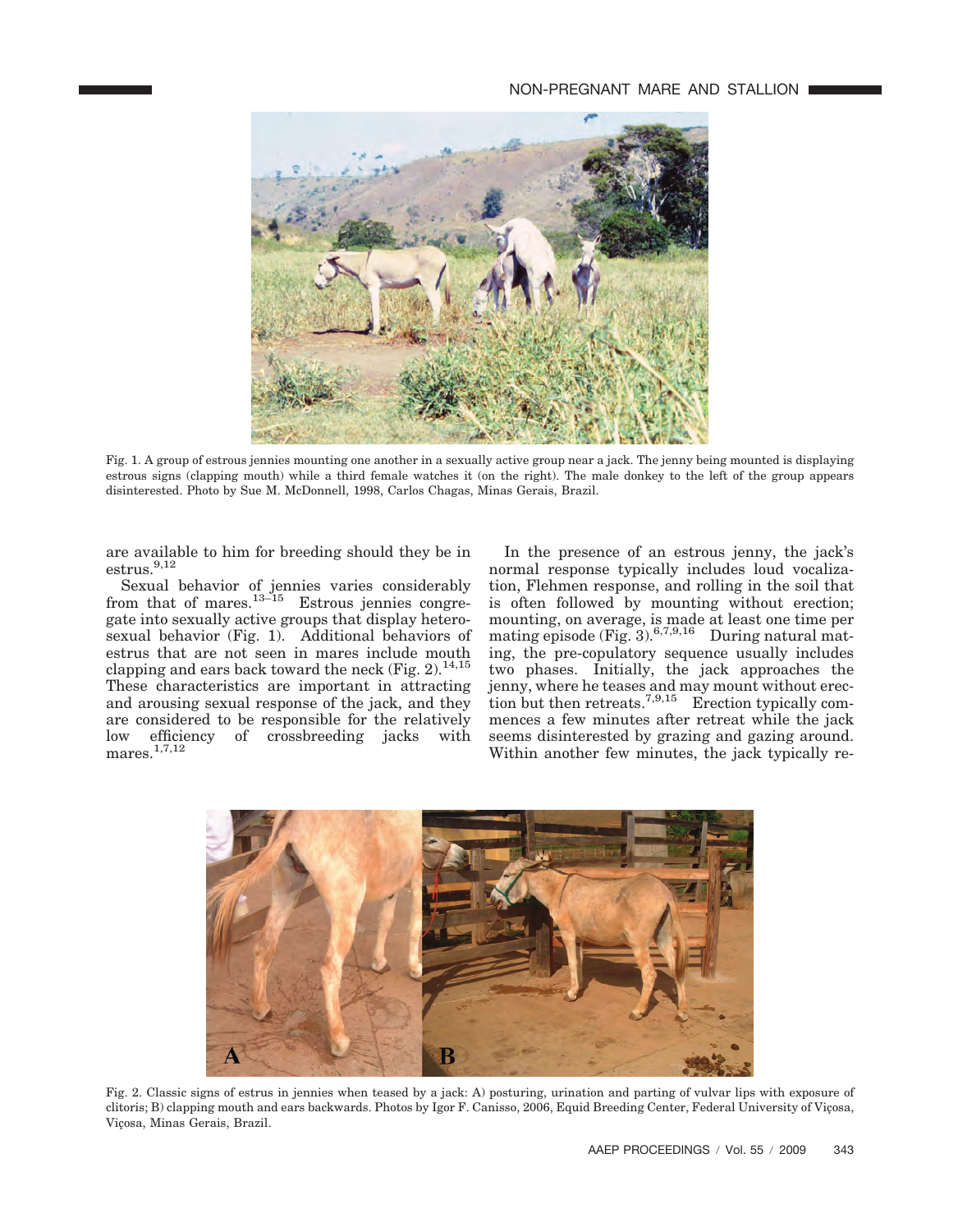Fig. 1. A group of estrous jennies mounting one another in a sexually active group near a jack. The jenny being mounted is displaying estrous signs (clapping mouth) while a third female watches it (on the right). The male donkey to the left of the group appears disinterested. Photo by Sue M. McDonnell, 1998, Carlos Chagas, Minas Gerais, Brazil.

are available to him for breeding should they be in estrus.[9,12]

Sexual behavior of jennies varies considerably from that of mares.[13–15] Estrous jennies congregate into sexually active groups that display heterosexual behavior (Fig. 1). Additional behaviors of estrus that are not seen in mares include mouth clapping and ears back toward the neck (Fig. 2).[14,15] These characteristics are important in attracting and arousing sexual response of the jack, and they are considered to be responsible for the relatively low efficiency of crossbreeding jacks with mares.[1,7,12]

In the presence of an estrous jenny, the jack's normal response typically includes loud vocalization, Flehmen response, and rolling in the soil that is often followed by mounting without erection; mounting, on average, is made at least one time per mating episode (Fig. 3).[6,7,9,16] During natural mating, the pre-copulatory sequence usually includes two phases. Initially, the jack approaches the jenny, where he teases and may mount without erection but then retreats.[7,9,15] Erection typically commences a few minutes after retreat while the jack seems disinterested by grazing and gazing around. Within another few minutes, the jack typically re-

Fig. 2. Classic signs of estrus in jennies when teased by a jack: A) posturing, urination and parting of vulvar lips with exposure of clitoris; B) clapping mouth and ears backwards. Photos by Igor F. Canisso, 2006, Equid Breeding Center, Federal University of Viçosa, Viçosa, Minas Gerais, Brazil.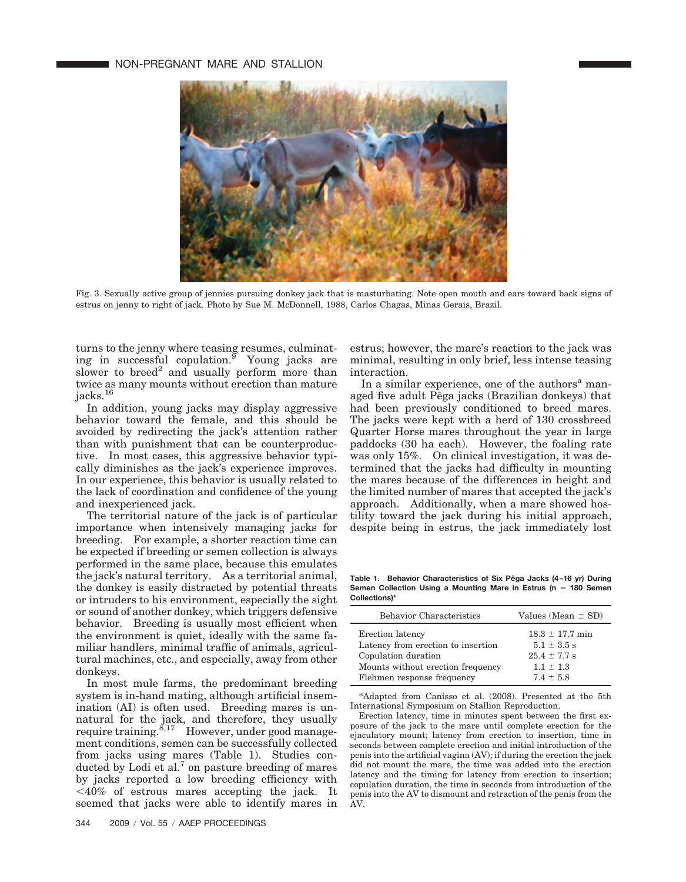Fig. 3. Sexually active group of jennies pursuing donkey jack that is masturbating. Note open mouth and ears toward back signs of estrus on jenny to right of jack. Photo by Sue M. McDonnell, 1988, Carlos Chagas, Minas Gerais, Brazil.

turns to the jenny where teasing resumes, culminating in successful copulation.[9] Young jacks are slower to breed[2] and usually perform more than twice as many mounts without erection than mature jacks.[16]

In addition, young jacks may display aggressive behavior toward the female, and this should be avoided by redirecting the jack's attention rather than with punishment that can be counterproductive. In most cases, this aggressive behavior typically diminishes as the jack's experience improves. In our experience, this behavior is usually related to the lack of coordination and confidence of the young and inexperienced jack.

The territorial nature of the jack is of particular importance when intensively managing jacks for breeding. For example, a shorter reaction time can be expected if breeding or semen collection is always performed in the same place, because this emulates the jack's natural territory. As a territorial animal, the donkey is easily distracted by potential threats or intruders to his environment, especially the sight or sound of another donkey, which triggers defensive behavior. Breeding is usually most efficient when the environment is quiet, ideally with the same familiar handlers, minimal traffic of animals, agricultural machines, etc., and especially, away from other donkeys.

In most mule farms, the predominant breeding system is in-hand mating, although artificial insemination (AI) is often used. Breeding mares is unnatural for the jack, and therefore, they usually require training.[8,17] However, under good management conditions, semen can be successfully collected from jacks using mares (Table 1). Studies conducted by Lodi et al.[7] on pasture breeding of mares by jacks reported a low breeding efficiency with <40% of estrous mares accepting the jack. It seemed that jacks were able to identify mares in estrus; however, the mare's reaction to the jack was minimal, resulting in only brief, less intense teasing interaction.

In a similar experience, one of the authors[a] managed five adult Pêga jacks (Brazilian donkeys) that had been previously conditioned to breed mares. The jacks were kept with a herd of 130 crossbreed Quarter Horse mares throughout the year in large paddocks (30 ha each). However, the foaling rate was only 15%. On clinical investigation, it was determined that the jacks had difficulty in mounting the mares because of the differences in height and the limited number of mares that accepted the jack's approach. Additionally, when a mare showed hostility toward the jack during his initial approach, despite being in estrus, the jack immediately lost

**Table 1. Behavior Characteristics of Six Pêga Jacks (4–16 yr) During Semen Collection Using a Mounting Mare in Estrus (n = 180 Semen Collections)***

| Behavior Characteristics | Values (Mean ± SD) |
|---|---|
| Erection latency | 18.3 ± 17.7 min |
| Latency from erection to insertion | 5.1 ± 3.5 s |
| Copulation duration | 25.4 ± 7.7 s |
| Mounts without erection frequency | 1.1 ± 1.3 |
| Flehmen response frequency | 7.4 ± 5.8 |

*Adapted from Canisso et al. (2008). Presented at the 5th International Symposium on Stallion Reproduction.

Erection latency, time in minutes spent between the first exposure of the jack to the mare until complete erection for the ejaculatory mount; latency from erection to insertion, time in seconds between complete erection and initial introduction of the penis into the artificial vagina (AV); if during the erection the jack did not mount the mare, the time was added into the erection latency and the timing for latency from erection to insertion; copulation duration, the time in seconds from introduction of the penis into the AV to dismount and retraction of the penis from the AV.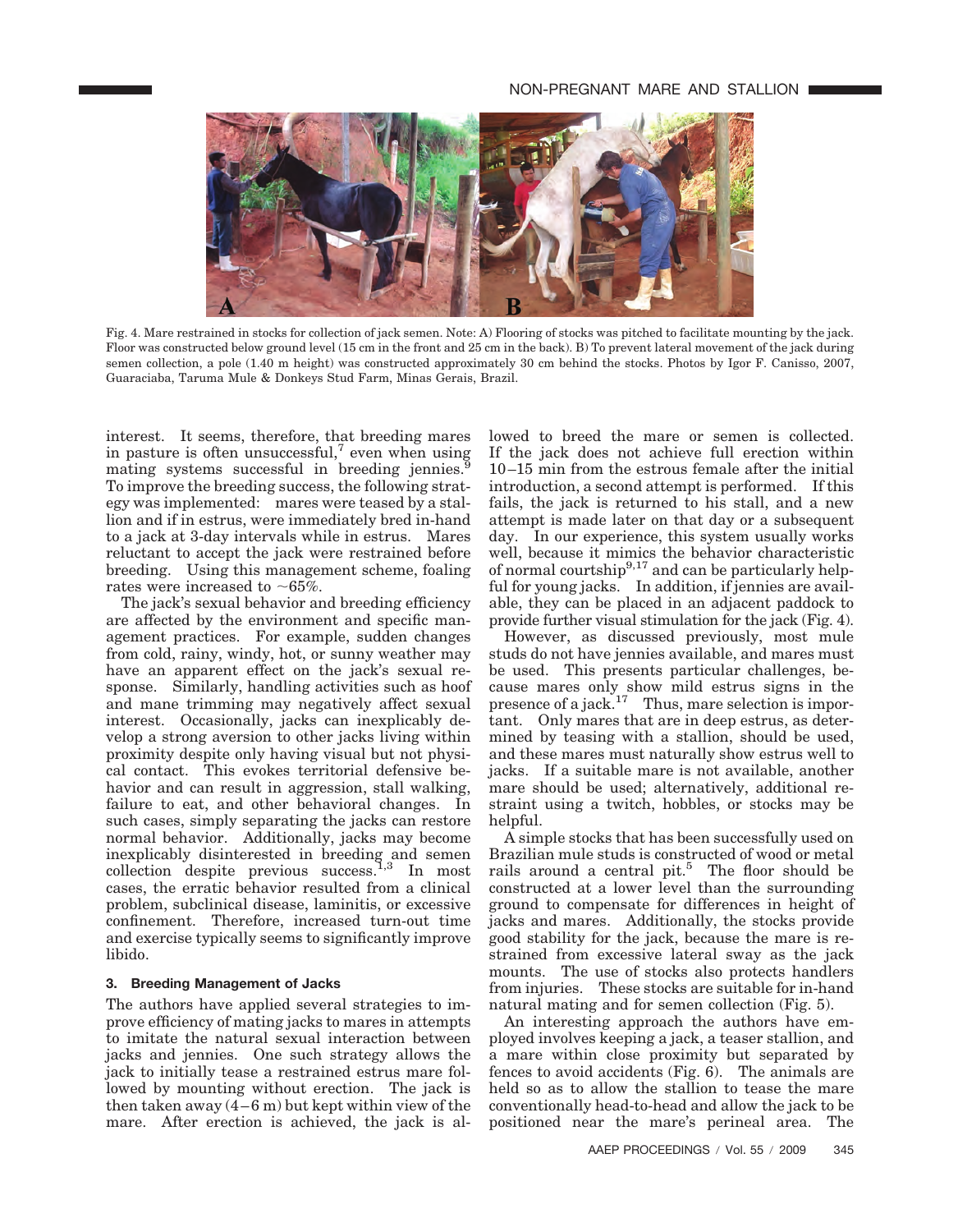Fig. 4. Mare restrained in stocks for collection of jack semen. Note: A) Flooring of stocks was pitched to facilitate mounting by the jack. Floor was constructed below ground level (15 cm in the front and 25 cm in the back). B) To prevent lateral movement of the jack during semen collection, a pole (1.40 m height) was constructed approximately 30 cm behind the stocks. Photos by Igor F. Canisso, 2007, Guaraciaba, Taruma Mule & Donkeys Stud Farm, Minas Gerais, Brazil.

interest. It seems, therefore, that breeding mares in pasture is often unsuccessful,[7] even when using mating systems successful in breeding jennies.[9] To improve the breeding success, the following strategy was implemented: mares were teased by a stallion and if in estrus, were immediately bred in-hand to a jack at 3-day intervals while in estrus. Mares reluctant to accept the jack were restrained before breeding. Using this management scheme, foaling rates were increased to ~65%.

The jack's sexual behavior and breeding efficiency are affected by the environment and specific management practices. For example, sudden changes from cold, rainy, windy, hot, or sunny weather may have an apparent effect on the jack's sexual response. Similarly, handling activities such as hoof and mane trimming may negatively affect sexual interest. Occasionally, jacks can inexplicably develop a strong aversion to other jacks living within proximity despite only having visual but not physical contact. This evokes territorial defensive behavior and can result in aggression, stall walking, failure to eat, and other behavioral changes. In such cases, simply separating the jacks can restore normal behavior. Additionally, jacks may become inexplicably disinterested in breeding and semen collection despite previous success.[1,3] In most cases, the erratic behavior resulted from a clinical problem, subclinical disease, laminitis, or excessive confinement. Therefore, increased turn-out time and exercise typically seems to significantly improve libido.

### 3. Breeding Management of Jacks

The authors have applied several strategies to improve efficiency of mating jacks to mares in attempts to imitate the natural sexual interaction between jacks and jennies. One such strategy allows the jack to initially tease a restrained estrus mare followed by mounting without erection. The jack is then taken away (4–6 m) but kept within view of the mare. After erection is achieved, the jack is allowed to breed the mare or semen is collected. If the jack does not achieve full erection within 10–15 min from the estrous female after the initial introduction, a second attempt is performed. If this fails, the jack is returned to his stall, and a new attempt is made later on that day or a subsequent day. In our experience, this system usually works well, because it mimics the behavior characteristic of normal courtship[9,17] and can be particularly helpful for young jacks. In addition, if jennies are available, they can be placed in an adjacent paddock to provide further visual stimulation for the jack (Fig. 4).

However, as discussed previously, most mule studs do not have jennies available, and mares must be used. This presents particular challenges, because mares only show mild estrus signs in the presence of a jack.[17] Thus, mare selection is important. Only mares that are in deep estrus, as determined by teasing with a stallion, should be used, and these mares must naturally show estrus well to jacks. If a suitable mare is not available, another mare should be used; alternatively, additional restraint using a twitch, hobbles, or stocks may be helpful.

A simple stocks that has been successfully used on Brazilian mule studs is constructed of wood or metal rails around a central pit.[5] The floor should be constructed at a lower level than the surrounding ground to compensate for differences in height of jacks and mares. Additionally, the stocks provide good stability for the jack, because the mare is restrained from excessive lateral sway as the jack mounts. The use of stocks also protects handlers from injuries. These stocks are suitable for in-hand natural mating and for semen collection (Fig. 5).

An interesting approach the authors have employed involves keeping a jack, a teaser stallion, and a mare within close proximity but separated by fences to avoid accidents (Fig. 6). The animals are held so as to allow the stallion to tease the mare conventionally head-to-head and allow the jack to be positioned near the mare's perineal area. The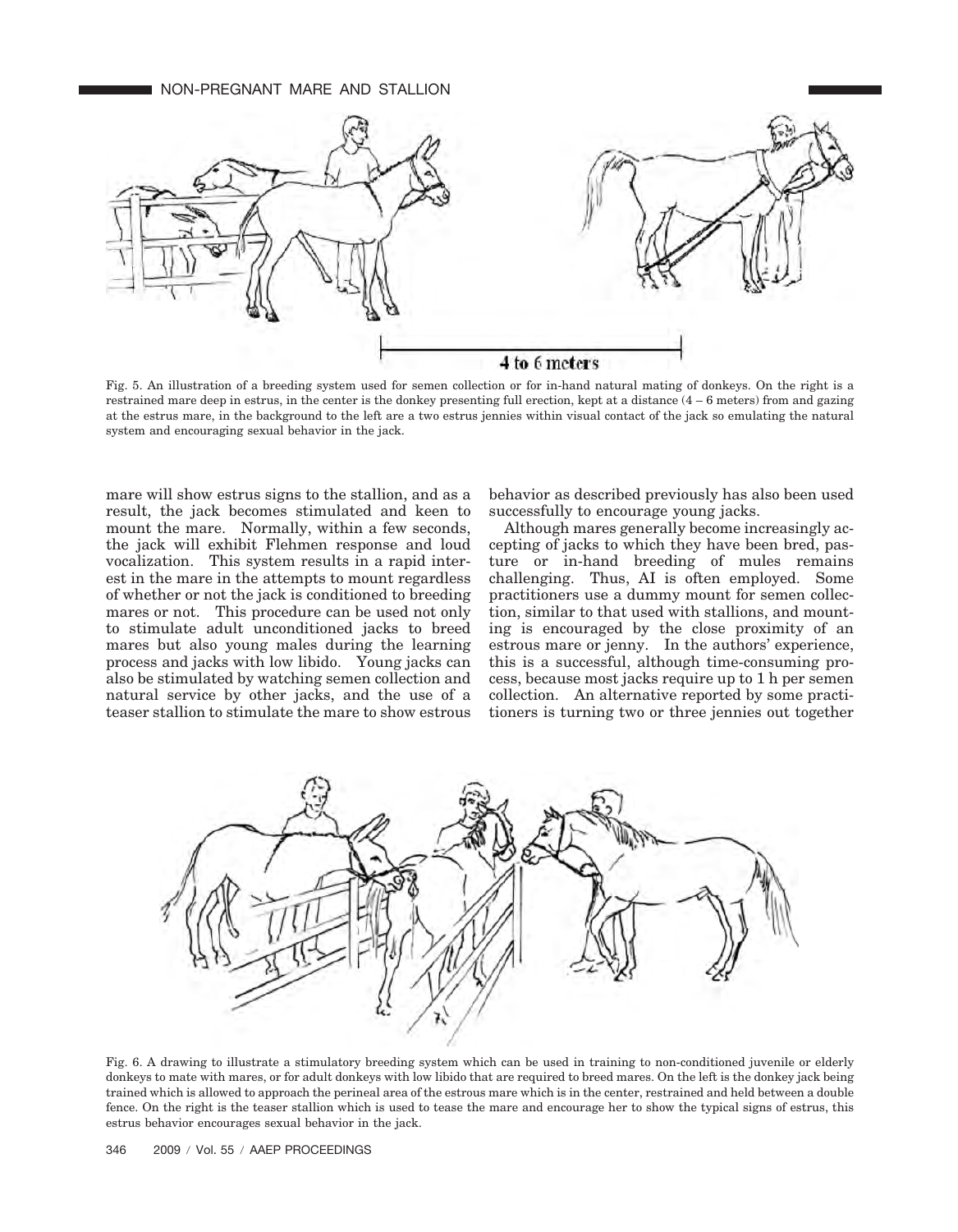Fig. 5. An illustration of a breeding system used for semen collection or for in-hand natural mating of donkeys. On the right is a restrained mare deep in estrus, in the center is the donkey presenting full erection, kept at a distance (4 – 6 meters) from and gazing at the estrus mare, in the background to the left are a two estrus jennies within visual contact of the jack so emulating the natural system and encouraging sexual behavior in the jack.

mare will show estrus signs to the stallion, and as a result, the jack becomes stimulated and keen to mount the mare. Normally, within a few seconds, the jack will exhibit Flehmen response and loud vocalization. This system results in a rapid interest in the mare in the attempts to mount regardless of whether or not the jack is conditioned to breeding mares or not. This procedure can be used not only to stimulate adult unconditioned jacks to breed mares but also young males during the learning process and jacks with low libido. Young jacks can also be stimulated by watching semen collection and natural service by other jacks, and the use of a teaser stallion to stimulate the mare to show estrous behavior as described previously has also been used successfully to encourage young jacks.

Although mares generally become increasingly accepting of jacks to which they have been bred, pasture or in-hand breeding of mules remains challenging. Thus, AI is often employed. Some practitioners use a dummy mount for semen collection, similar to that used with stallions, and mounting is encouraged by the close proximity of an estrous mare or jenny. In the authors' experience, this is a successful, although time-consuming process, because most jacks require up to 1 h per semen collection. An alternative reported by some practitioners is turning two or three jennies out together

Fig. 6. A drawing to illustrate a stimulatory breeding system which can be used in training to non-conditioned juvenile or elderly donkeys to mate with mares, or for adult donkeys with low libido that are required to breed mares. On the left is the donkey jack being trained which is allowed to approach the perineal area of the estrous mare which is in the center, restrained and held between a double fence. On the right is the teaser stallion which is used to tease the mare and encourage her to show the typical signs of estrus, this estrus behavior encourages sexual behavior in the jack.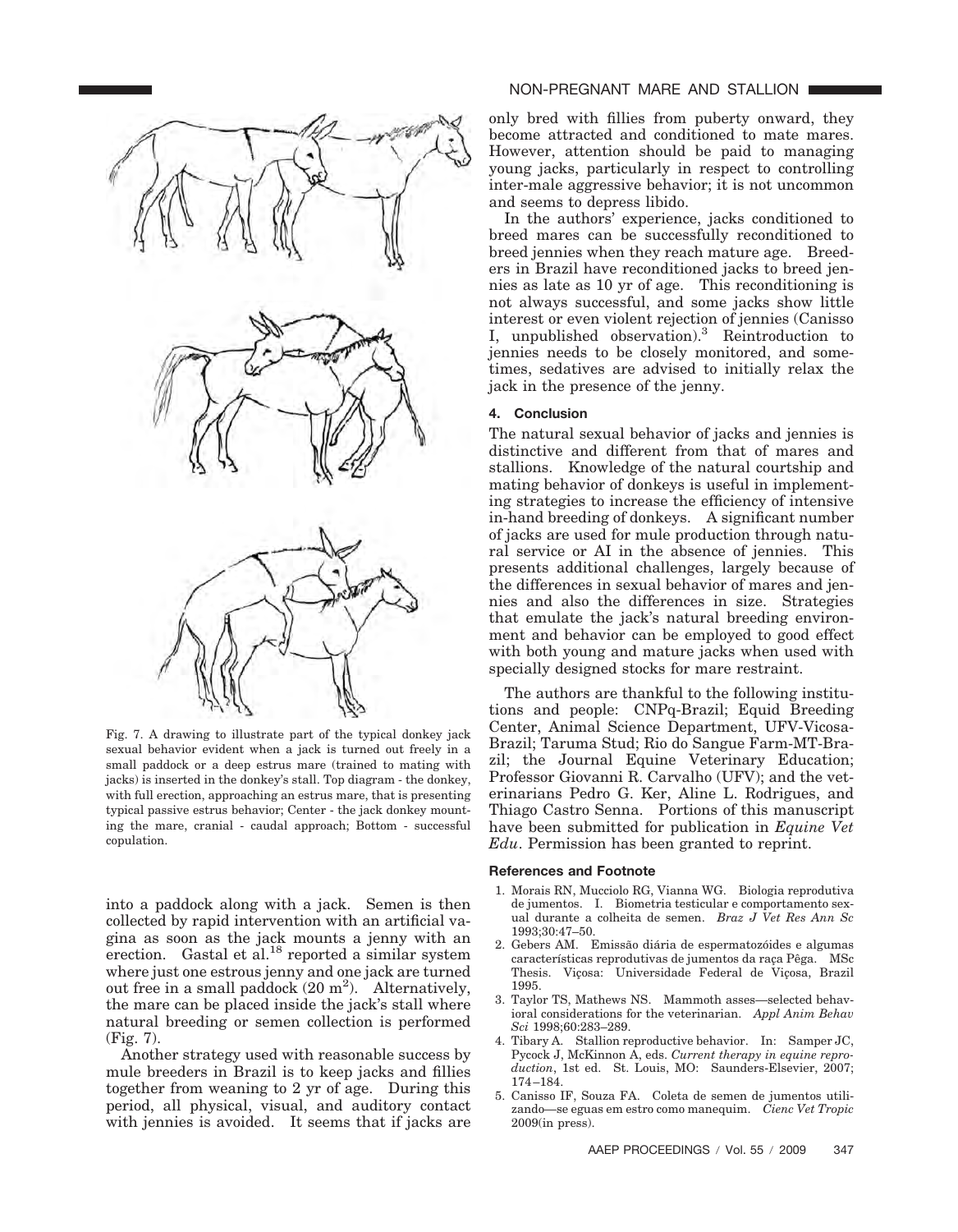Fig. 7. A drawing to illustrate part of the typical donkey jack sexual behavior evident when a jack is turned out freely in a small paddock or a deep estrus mare (trained to mating with jacks) is inserted in the donkey's stall. Top diagram - the donkey, with full erection, approaching an estrus mare, that is presenting typical passive estrus behavior; Center - the jack donkey mounting the mare, cranial - caudal approach; Bottom - successful copulation.

into a paddock along with a jack. Semen is then collected by rapid intervention with an artificial vagina as soon as the jack mounts a jenny with an erection. Gastal et al.[18] reported a similar system where just one estrous jenny and one jack are turned out free in a small paddock (20 $m^2$). Alternatively, the mare can be placed inside the jack's stall where natural breeding or semen collection is performed (Fig. 7).

Another strategy used with reasonable success by mule breeders in Brazil is to keep jacks and fillies together from weaning to 2 yr of age. During this period, all physical, visual, and auditory contact with jennies is avoided. It seems that if jacks are only bred with fillies from puberty onward, they become attracted and conditioned to mate mares. However, attention should be paid to managing young jacks, particularly in respect to controlling inter-male aggressive behavior; it is not uncommon and seems to depress libido.

In the authors' experience, jacks conditioned to breed mares can be successfully reconditioned to breed jennies when they reach mature age. Breeders in Brazil have reconditioned jacks to breed jennies as late as 10 yr of age. This reconditioning is not always successful, and some jacks show little interest or even violent rejection of jennies (Canisso I, unpublished observation).[3] Reintroduction to jennies needs to be closely monitored, and sometimes, sedatives are advised to initially relax the jack in the presence of the jenny.

## 4. Conclusion

The natural sexual behavior of jacks and jennies is distinctive and different from that of mares and stallions. Knowledge of the natural courtship and mating behavior of donkeys is useful in implementing strategies to increase the efficiency of intensive in-hand breeding of donkeys. A significant number of jacks are used for mule production through natural service or AI in the absence of jennies. This presents additional challenges, largely because of the differences in sexual behavior of mares and jennies and also the differences in size. Strategies that emulate the jack's natural breeding environment and behavior can be employed to good effect with both young and mature jacks when used with specially designed stocks for mare restraint.

The authors are thankful to the following institutions and people: CNPq-Brazil; Equid Breeding Center, Animal Science Department, UFV-Vicosa-Brazil; Taruma Stud; Rio do Sangue Farm-MT-Brazil; the Journal Equine Veterinary Education; Professor Giovanni R. Carvalho (UFV); and the veterinarians Pedro G. Ker, Aline L. Rodrigues, and Thiago Castro Senna. Portions of this manuscript have been submitted for publication in *Equine Vet Edu*. Permission has been granted to reprint.

### References and Footnote

1. Morais RN, Mucciolo RG, Vianna WG. Biologia reprodutiva de jumentos. I. Biometria testicular e comportamento sexual durante a colheita de semen. *Braz J Vet Res Ann Sc* 1993;30:47–50.
2. Gebers AM. Emissão diária de espermatozóides e algumas características reprodutivas de jumentos da raça Pêga. MSc Thesis. Viçosa: Universidade Federal de Viçosa, Brazil 1995.
3. Taylor TS, Mathews NS. Mammoth asses—selected behavioral considerations for the veterinarian. *Appl Anim Behav Sci* 1998;60:283–289.
4. Tibary A. Stallion reproductive behavior. In: Samper JC, Pycock J, McKinnon A, eds. *Current therapy in equine reproduction*, 1st ed. St. Louis, MO: Saunders-Elsevier, 2007; 174–184.
5. Canisso IF, Souza FA. Coleta de semen de jumentos utilizando—se eguas em estro como manequim. *Cienc Vet Tropic* 2009(in press).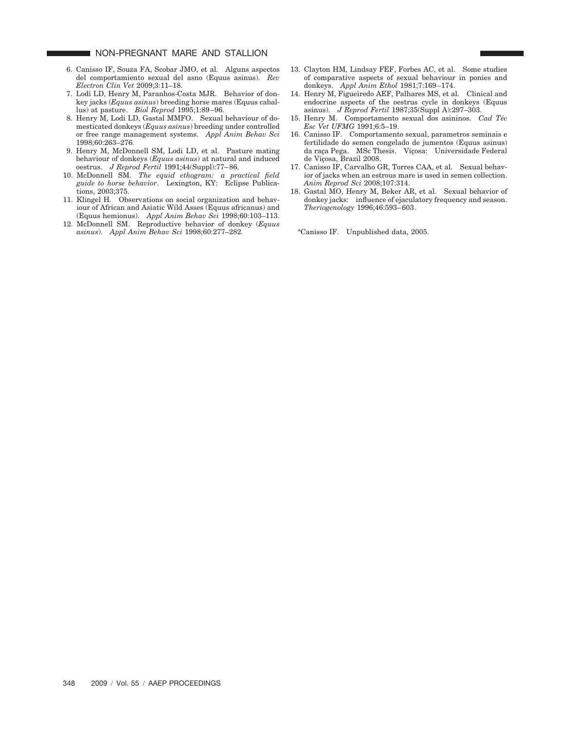6. Canisso IF, Souza FA, Scobar JMO, et al. Alguns aspectos del comportamiento sexual del asno (Equus asinus). *Rev Electron Clin Vet* 2009;3:11–18.
7. Lodi LD, Henry M, Paranhos-Costa MJR. Behavior of donkey jacks (*Equus asinus*) breeding horse mares (Equus caballus) at pasture. *Biol Reprod* 1995;1:89–96.
8. Henry M, Lodi LD, Gastal MMFO. Sexual behaviour of domesticated donkeys (*Equus asinus*) breeding under controlled or free range management systems. *Appl Anim Behav Sci* 1998;60:263–276.
9. Henry M, McDonnell SM, Lodi LD, et al. Pasture mating behaviour of donkeys (*Equus asinus*) at natural and induced oestrus. *J Reprod Fertil* 1991;44(Suppl):77–86.
10. McDonnell SM. *The equid ethogram: a practical field guide to horse behavior*. Lexington, KY: Eclipse Publications, 2003;375.
11. Klingel H. Observations on social organization and behaviour of African and Asiatic Wild Asses (Equus africanus) and (Equus hemionus). *Appl Anim Behav Sci* 1998;60:103–113.
12. McDonnell SM. Reproductive behavior of donkey (*Equus asinus*). *Appl Anim Behav Sci* 1998;60:277–282.
13. Clayton HM, Lindsay FEF, Forbes AC, et al. Some studies of comparative aspects of sexual behaviour in ponies and donkeys. *Appl Anim Ethol* 1981;7:169–174.
14. Henry M, Figueiredo AEF, Palhares MS, et al. Clinical and endocrine aspects of the oestrus cycle in donkeys (Equus asinus). *J Reprod Fertil* 1987;35(Suppl A):297–303.
15. Henry M. Comportamento sexual dos asininos. *Cad Téc Esc Vet UFMG* 1991;6:5–19.
16. Canisso IF. Comportamento sexual, parametros seminais e fertilidade do semen congelado de jumentos (Equus asinus) da raça Pega. MSc Thesis. Viçosa: Universidade Federal de Viçosa, Brazil 2008.
17. Canisso IF, Carvalho GR, Torres CAA, et al. Sexual behavior of jacks when an estrous mare is used in semen collection. *Anim Reprod Sci* 2008;107:314.
18. Gastal MO, Henry M, Beker AR, et al. Sexual behavior of donkey jacks: influence of ejaculatory frequency and season. *Theriogenology* 1996;46:593–603.

[a]Canisso IF. Unpublished data, 2005.